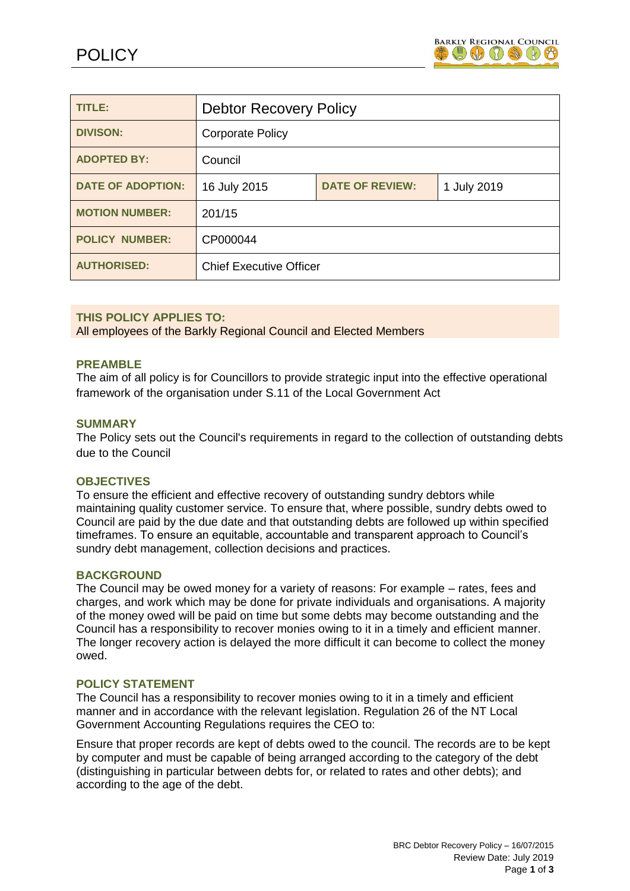# POLICY

| TITLE: | Debtor Recovery Policy | | |
|---|---|---|---|
| DIVISON: | Corporate Policy | | |
| ADOPTED BY: | Council | | |
| DATE OF ADOPTION: | 16 July 2015 | DATE OF REVIEW: | 1 July 2019 |
| MOTION NUMBER: | 201/15 | | |
| POLICY NUMBER: | CP000044 | | |
| AUTHORISED: | Chief Executive Officer | | |

**THIS POLICY APPLIES TO:**
All employees of the Barkly Regional Council and Elected Members

## PREAMBLE

The aim of all policy is for Councillors to provide strategic input into the effective operational framework of the organisation under S.11 of the Local Government Act

## SUMMARY

The Policy sets out the Council's requirements in regard to the collection of outstanding debts due to the Council

## OBJECTIVES

To ensure the efficient and effective recovery of outstanding sundry debtors while maintaining quality customer service. To ensure that, where possible, sundry debts owed to Council are paid by the due date and that outstanding debts are followed up within specified timeframes. To ensure an equitable, accountable and transparent approach to Council's sundry debt management, collection decisions and practices.

## BACKGROUND

The Council may be owed money for a variety of reasons: For example – rates, fees and charges, and work which may be done for private individuals and organisations. A majority of the money owed will be paid on time but some debts may become outstanding and the Council has a responsibility to recover monies owing to it in a timely and efficient manner. The longer recovery action is delayed the more difficult it can become to collect the money owed.

## POLICY STATEMENT

The Council has a responsibility to recover monies owing to it in a timely and efficient manner and in accordance with the relevant legislation. Regulation 26 of the NT Local Government Accounting Regulations requires the CEO to:

Ensure that proper records are kept of debts owed to the council. The records are to be kept by computer and must be capable of being arranged according to the category of the debt (distinguishing in particular between debts for, or related to rates and other debts); and according to the age of the debt.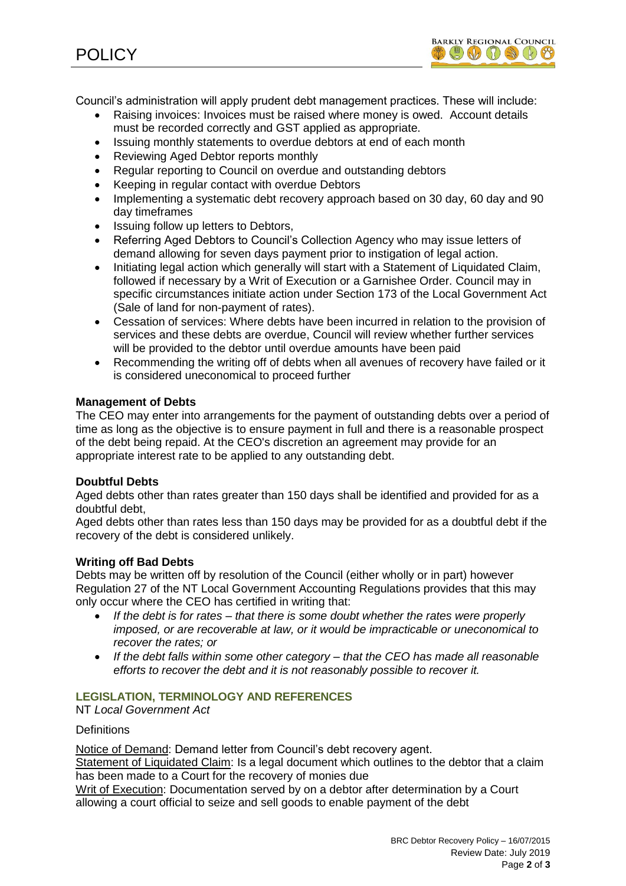Council's administration will apply prudent debt management practices. These will include:

- Raising invoices: Invoices must be raised where money is owed. Account details must be recorded correctly and GST applied as appropriate.
- Issuing monthly statements to overdue debtors at end of each month
- Reviewing Aged Debtor reports monthly
- Regular reporting to Council on overdue and outstanding debtors
- Keeping in regular contact with overdue Debtors
- Implementing a systematic debt recovery approach based on 30 day, 60 day and 90 day timeframes
- Issuing follow up letters to Debtors,
- Referring Aged Debtors to Council's Collection Agency who may issue letters of demand allowing for seven days payment prior to instigation of legal action.
- Initiating legal action which generally will start with a Statement of Liquidated Claim, followed if necessary by a Writ of Execution or a Garnishee Order. Council may in specific circumstances initiate action under Section 173 of the Local Government Act (Sale of land for non-payment of rates).
- Cessation of services: Where debts have been incurred in relation to the provision of services and these debts are overdue, Council will review whether further services will be provided to the debtor until overdue amounts have been paid
- Recommending the writing off of debts when all avenues of recovery have failed or it is considered uneconomical to proceed further

**Management of Debts**

The CEO may enter into arrangements for the payment of outstanding debts over a period of time as long as the objective is to ensure payment in full and there is a reasonable prospect of the debt being repaid. At the CEO's discretion an agreement may provide for an appropriate interest rate to be applied to any outstanding debt.

**Doubtful Debts**

Aged debts other than rates greater than 150 days shall be identified and provided for as a doubtful debt,

Aged debts other than rates less than 150 days may be provided for as a doubtful debt if the recovery of the debt is considered unlikely.

**Writing off Bad Debts**

Debts may be written off by resolution of the Council (either wholly or in part) however Regulation 27 of the NT Local Government Accounting Regulations provides that this may only occur where the CEO has certified in writing that:

- *If the debt is for rates – that there is some doubt whether the rates were properly imposed, or are recoverable at law, or it would be impracticable or uneconomical to recover the rates; or*
- *If the debt falls within some other category – that the CEO has made all reasonable efforts to recover the debt and it is not reasonably possible to recover it.*

## LEGISLATION, TERMINOLOGY AND REFERENCES

NT *Local Government Act*

Definitions

Notice of Demand: Demand letter from Council's debt recovery agent.

Statement of Liquidated Claim: Is a legal document which outlines to the debtor that a claim has been made to a Court for the recovery of monies due

Writ of Execution: Documentation served by on a debtor after determination by a Court allowing a court official to seize and sell goods to enable payment of the debt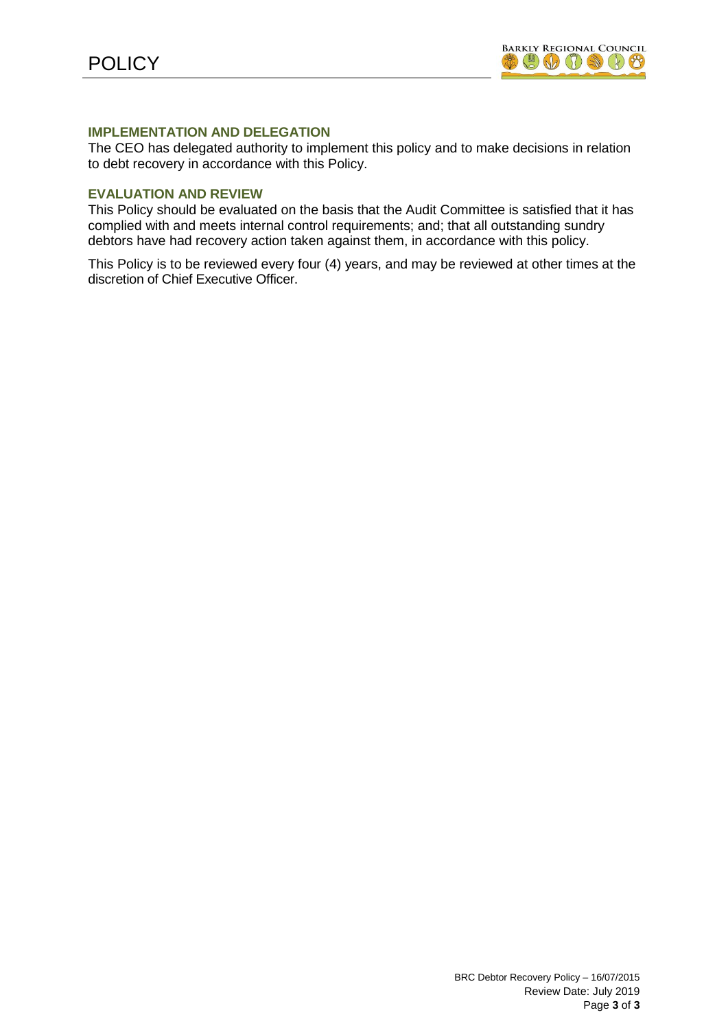## IMPLEMENTATION AND DELEGATION

The CEO has delegated authority to implement this policy and to make decisions in relation to debt recovery in accordance with this Policy.

## EVALUATION AND REVIEW

This Policy should be evaluated on the basis that the Audit Committee is satisfied that it has complied with and meets internal control requirements; and; that all outstanding sundry debtors have had recovery action taken against them, in accordance with this policy.

This Policy is to be reviewed every four (4) years, and may be reviewed at other times at the discretion of Chief Executive Officer.